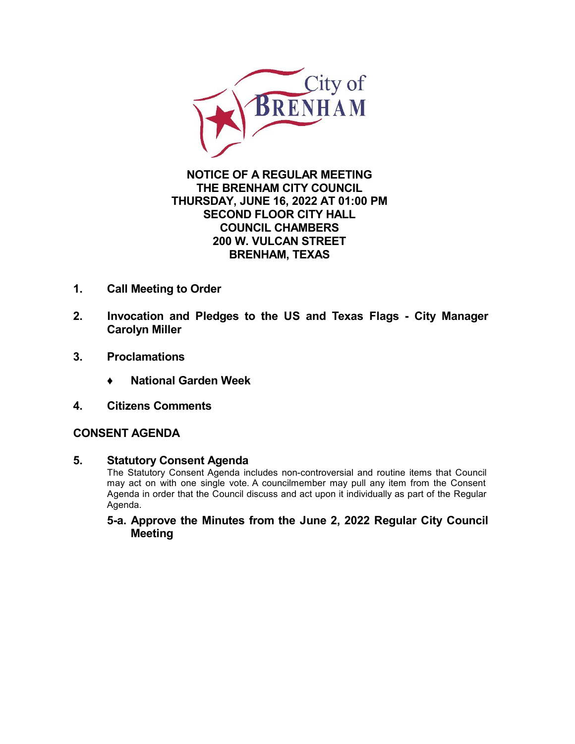**NOTICE OF A REGULAR MEETING**
**THE BRENHAM CITY COUNCIL**
**THURSDAY, JUNE 16, 2022 AT 01:00 PM**
**SECOND FLOOR CITY HALL**
**COUNCIL CHAMBERS**
**200 W. VULCAN STREET**
**BRENHAM, TEXAS**

**1. Call Meeting to Order**

**2. Invocation and Pledges to the US and Texas Flags - City Manager Carolyn Miller**

**3. Proclamations**

- **National Garden Week**

**4. Citizens Comments**

## CONSENT AGENDA

**5. Statutory Consent Agenda**

The Statutory Consent Agenda includes non-controversial and routine items that Council may act on with one single vote. A councilmember may pull any item from the Consent Agenda in order that the Council discuss and act upon it individually as part of the Regular Agenda.

**5-a. Approve the Minutes from the June 2, 2022 Regular City Council Meeting**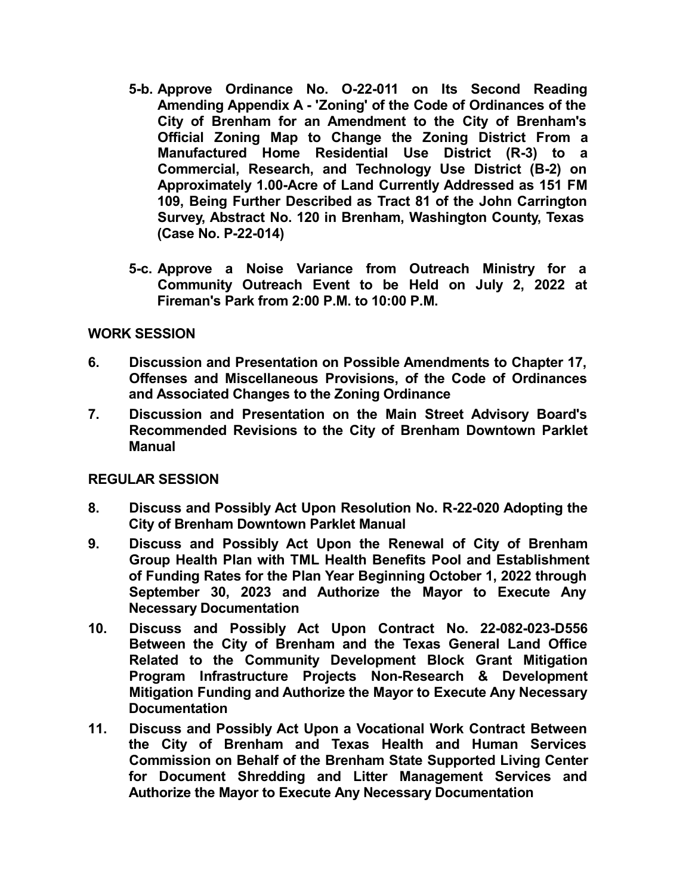**5-b. Approve Ordinance No. O-22-011 on Its Second Reading Amending Appendix A - 'Zoning' of the Code of Ordinances of the City of Brenham for an Amendment to the City of Brenham's Official Zoning Map to Change the Zoning District From a Manufactured Home Residential Use District (R-3) to a Commercial, Research, and Technology Use District (B-2) on Approximately 1.00-Acre of Land Currently Addressed as 151 FM 109, Being Further Described as Tract 81 of the John Carrington Survey, Abstract No. 120 in Brenham, Washington County, Texas (Case No. P-22-014)**

**5-c. Approve a Noise Variance from Outreach Ministry for a Community Outreach Event to be Held on July 2, 2022 at Fireman's Park from 2:00 P.M. to 10:00 P.M.**

## WORK SESSION

**6. Discussion and Presentation on Possible Amendments to Chapter 17, Offenses and Miscellaneous Provisions, of the Code of Ordinances and Associated Changes to the Zoning Ordinance**

**7. Discussion and Presentation on the Main Street Advisory Board's Recommended Revisions to the City of Brenham Downtown Parklet Manual**

## REGULAR SESSION

**8. Discuss and Possibly Act Upon Resolution No. R-22-020 Adopting the City of Brenham Downtown Parklet Manual**

**9. Discuss and Possibly Act Upon the Renewal of City of Brenham Group Health Plan with TML Health Benefits Pool and Establishment of Funding Rates for the Plan Year Beginning October 1, 2022 through September 30, 2023 and Authorize the Mayor to Execute Any Necessary Documentation**

**10. Discuss and Possibly Act Upon Contract No. 22-082-023-D556 Between the City of Brenham and the Texas General Land Office Related to the Community Development Block Grant Mitigation Program Infrastructure Projects Non-Research & Development Mitigation Funding and Authorize the Mayor to Execute Any Necessary Documentation**

**11. Discuss and Possibly Act Upon a Vocational Work Contract Between the City of Brenham and Texas Health and Human Services Commission on Behalf of the Brenham State Supported Living Center for Document Shredding and Litter Management Services and Authorize the Mayor to Execute Any Necessary Documentation**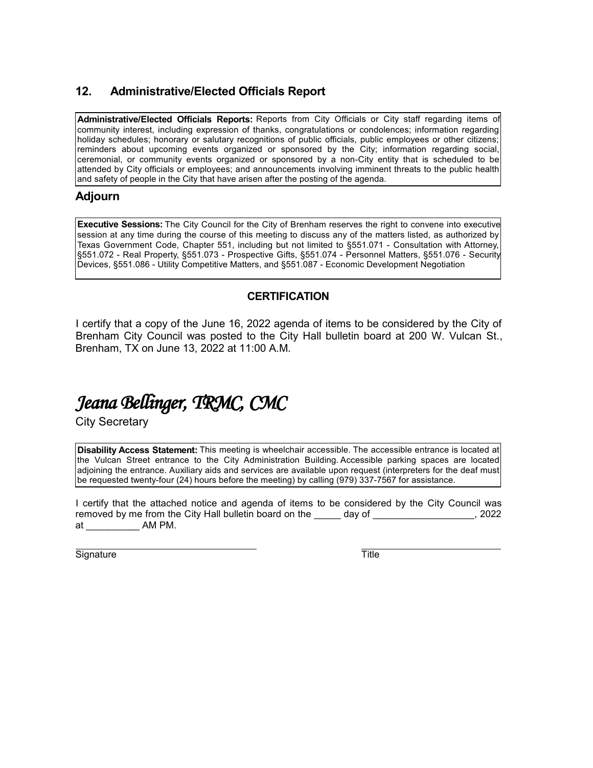## 12. Administrative/Elected Officials Report

**Administrative/Elected Officials Reports:** Reports from City Officials or City staff regarding items of community interest, including expression of thanks, congratulations or condolences; information regarding holiday schedules; honorary or salutary recognitions of public officials, public employees or other citizens; reminders about upcoming events organized or sponsored by the City; information regarding social, ceremonial, or community events organized or sponsored by a non-City entity that is scheduled to be attended by City officials or employees; and announcements involving imminent threats to the public health and safety of people in the City that have arisen after the posting of the agenda.

## Adjourn

**Executive Sessions:** The City Council for the City of Brenham reserves the right to convene into executive session at any time during the course of this meeting to discuss any of the matters listed, as authorized by Texas Government Code, Chapter 551, including but not limited to §551.071 - Consultation with Attorney, §551.072 - Real Property, §551.073 - Prospective Gifts, §551.074 - Personnel Matters, §551.076 - Security Devices, §551.086 - Utility Competitive Matters, and §551.087 - Economic Development Negotiation

### CERTIFICATION

I certify that a copy of the June 16, 2022 agenda of items to be considered by the City of Brenham City Council was posted to the City Hall bulletin board at 200 W. Vulcan St., Brenham, TX on June 13, 2022 at 11:00 A.M.

*Jeana Bellinger, TRMC, CMC*

City Secretary

**Disability Access Statement:** This meeting is wheelchair accessible. The accessible entrance is located at the Vulcan Street entrance to the City Administration Building. Accessible parking spaces are located adjoining the entrance. Auxiliary aids and services are available upon request (interpreters for the deaf must be requested twenty-four (24) hours before the meeting) by calling (979) 337-7567 for assistance.

I certify that the attached notice and agenda of items to be considered by the City Council was removed by me from the City Hall bulletin board on the _____ day of __________________, 2022 at __________ AM PM.

_______________________________ Signature

_______________________________ Title